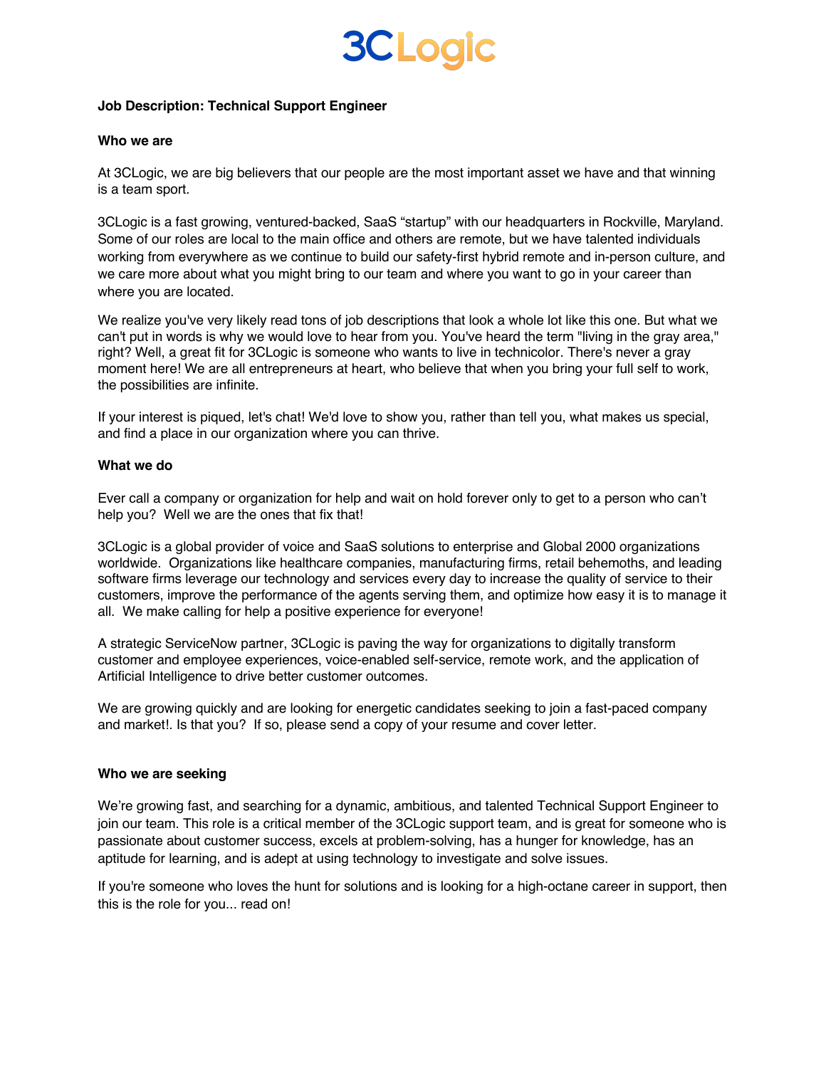# 3CLogic

**Job Description: Technical Support Engineer**

**Who we are**

At 3CLogic, we are big believers that our people are the most important asset we have and that winning is a team sport.

3CLogic is a fast growing, ventured-backed, SaaS "startup" with our headquarters in Rockville, Maryland. Some of our roles are local to the main office and others are remote, but we have talented individuals working from everywhere as we continue to build our safety-first hybrid remote and in-person culture, and we care more about what you might bring to our team and where you want to go in your career than where you are located.

We realize you've very likely read tons of job descriptions that look a whole lot like this one. But what we can't put in words is why we would love to hear from you. You've heard the term "living in the gray area," right? Well, a great fit for 3CLogic is someone who wants to live in technicolor. There's never a gray moment here! We are all entrepreneurs at heart, who believe that when you bring your full self to work, the possibilities are infinite.

If your interest is piqued, let's chat! We'd love to show you, rather than tell you, what makes us special, and find a place in our organization where you can thrive.

**What we do**

Ever call a company or organization for help and wait on hold forever only to get to a person who can't help you? Well we are the ones that fix that!

3CLogic is a global provider of voice and SaaS solutions to enterprise and Global 2000 organizations worldwide. Organizations like healthcare companies, manufacturing firms, retail behemoths, and leading software firms leverage our technology and services every day to increase the quality of service to their customers, improve the performance of the agents serving them, and optimize how easy it is to manage it all. We make calling for help a positive experience for everyone!

A strategic ServiceNow partner, 3CLogic is paving the way for organizations to digitally transform customer and employee experiences, voice-enabled self-service, remote work, and the application of Artificial Intelligence to drive better customer outcomes.

We are growing quickly and are looking for energetic candidates seeking to join a fast-paced company and market!. Is that you? If so, please send a copy of your resume and cover letter.

**Who we are seeking**

We're growing fast, and searching for a dynamic, ambitious, and talented Technical Support Engineer to join our team. This role is a critical member of the 3CLogic support team, and is great for someone who is passionate about customer success, excels at problem-solving, has a hunger for knowledge, has an aptitude for learning, and is adept at using technology to investigate and solve issues.

If you're someone who loves the hunt for solutions and is looking for a high-octane career in support, then this is the role for you... read on!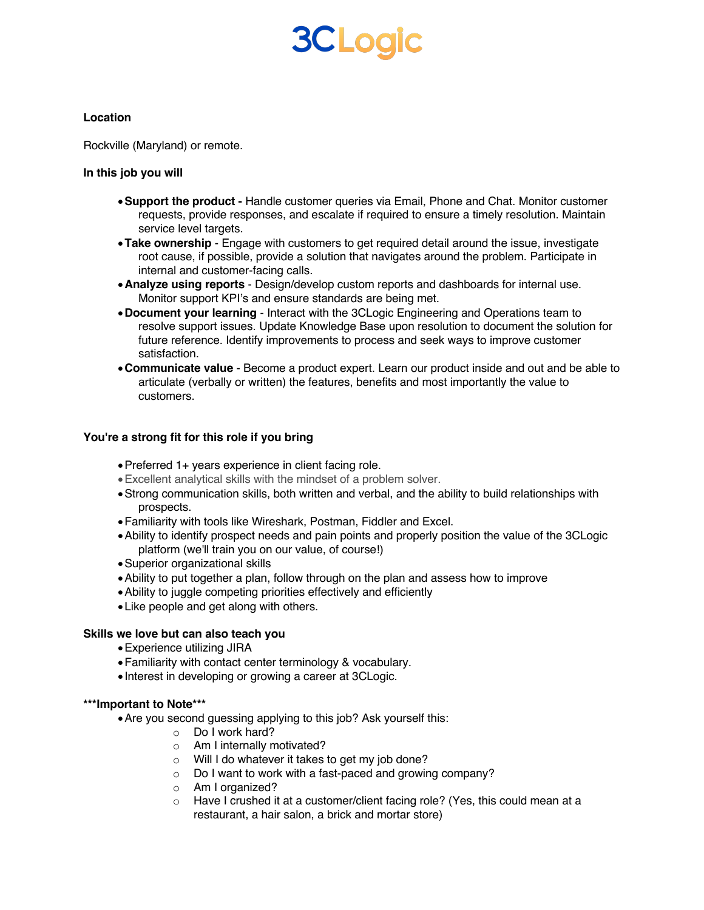**Location**

Rockville (Maryland) or remote.

**In this job you will**

- **Support the product -** Handle customer queries via Email, Phone and Chat. Monitor customer requests, provide responses, and escalate if required to ensure a timely resolution. Maintain service level targets.
- **Take ownership** - Engage with customers to get required detail around the issue, investigate root cause, if possible, provide a solution that navigates around the problem. Participate in internal and customer-facing calls.
- **Analyze using reports** - Design/develop custom reports and dashboards for internal use. Monitor support KPI's and ensure standards are being met.
- **Document your learning** - Interact with the 3CLogic Engineering and Operations team to resolve support issues. Update Knowledge Base upon resolution to document the solution for future reference. Identify improvements to process and seek ways to improve customer satisfaction.
- **Communicate value** - Become a product expert. Learn our product inside and out and be able to articulate (verbally or written) the features, benefits and most importantly the value to customers.

**You're a strong fit for this role if you bring**

- Preferred 1+ years experience in client facing role.
- Excellent analytical skills with the mindset of a problem solver.
- Strong communication skills, both written and verbal, and the ability to build relationships with prospects.
- Familiarity with tools like Wireshark, Postman, Fiddler and Excel.
- Ability to identify prospect needs and pain points and properly position the value of the 3CLogic platform (we'll train you on our value, of course!)
- Superior organizational skills
- Ability to put together a plan, follow through on the plan and assess how to improve
- Ability to juggle competing priorities effectively and efficiently
- Like people and get along with others.

**Skills we love but can also teach you**

- Experience utilizing JIRA
- Familiarity with contact center terminology & vocabulary.
- Interest in developing or growing a career at 3CLogic.

**\*\*\*Important to Note\*\*\***

- Are you second guessing applying to this job? Ask yourself this:
  - Do I work hard?
  - Am I internally motivated?
  - Will I do whatever it takes to get my job done?
  - Do I want to work with a fast-paced and growing company?
  - Am I organized?
  - Have I crushed it at a customer/client facing role? (Yes, this could mean at a restaurant, a hair salon, a brick and mortar store)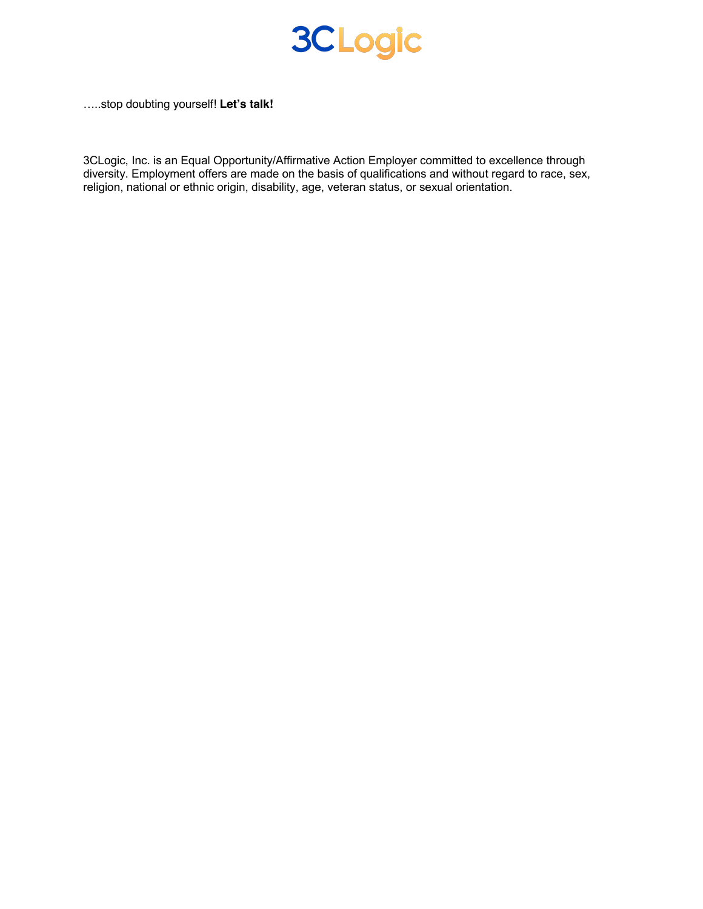…..stop doubting yourself! **Let's talk!**

3CLogic, Inc. is an Equal Opportunity/Affirmative Action Employer committed to excellence through diversity. Employment offers are made on the basis of qualifications and without regard to race, sex, religion, national or ethnic origin, disability, age, veteran status, or sexual orientation.